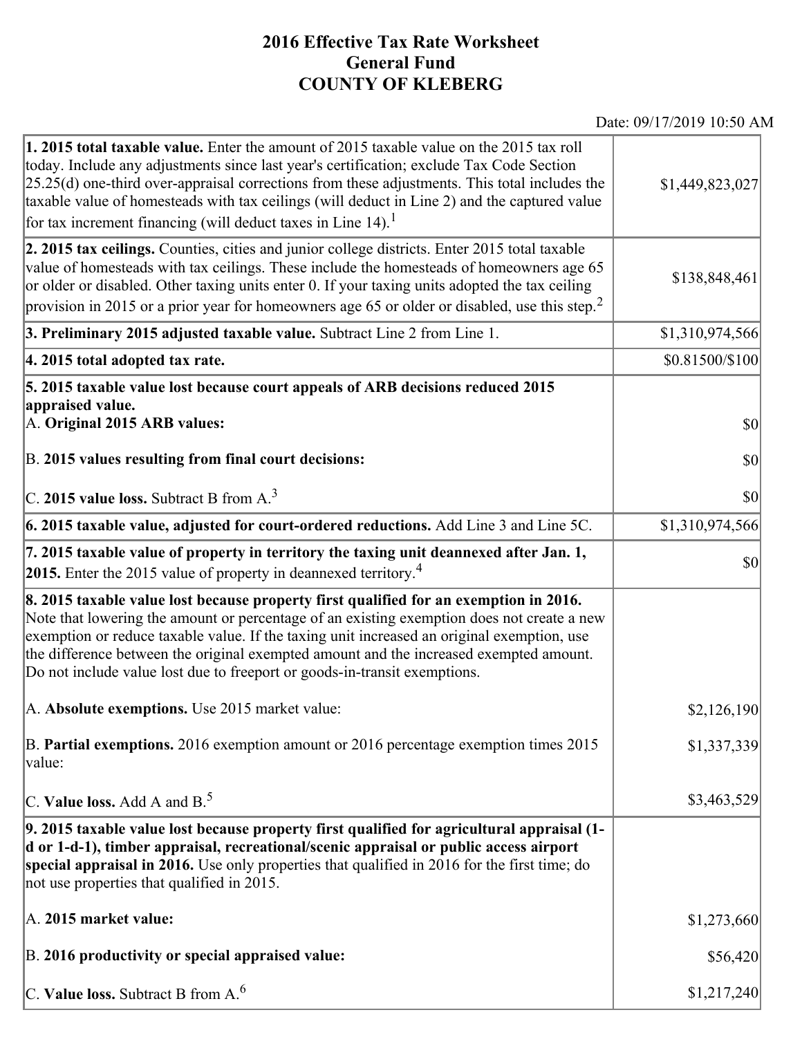# 2016 Effective Tax Rate Worksheet
## General Fund
## COUNTY OF KLEBERG

Date: 09/17/2019 10:50 AM

| | |
|---|---|
| **1. 2015 total taxable value.** Enter the amount of 2015 taxable value on the 2015 tax roll today. Include any adjustments since last year's certification; exclude Tax Code Section 25.25(d) one-third over-appraisal corrections from these adjustments. This total includes the taxable value of homesteads with tax ceilings (will deduct in Line 2) and the captured value for tax increment financing (will deduct taxes in Line 14).[1] | $1,449,823,027 |
| **2. 2015 tax ceilings.** Counties, cities and junior college districts. Enter 2015 total taxable value of homesteads with tax ceilings. These include the homesteads of homeowners age 65 or older or disabled. Other taxing units enter 0. If your taxing units adopted the tax ceiling provision in 2015 or a prior year for homeowners age 65 or older or disabled, use this step.[2] | $138,848,461 |
| **3. Preliminary 2015 adjusted taxable value.** Subtract Line 2 from Line 1. | $1,310,974,566 |
| **4. 2015 total adopted tax rate.** | $0.81500/$100 |
| **5. 2015 taxable value lost because court appeals of ARB decisions reduced 2015 appraised value.** | |
| A. **Original 2015 ARB values:** | $0 |
| B. **2015 values resulting from final court decisions:** | $0 |
| C. **2015 value loss.** Subtract B from A.[3] | $0 |
| **6. 2015 taxable value, adjusted for court-ordered reductions.** Add Line 3 and Line 5C. | $1,310,974,566 |
| **7. 2015 taxable value of property in territory the taxing unit deannexed after Jan. 1, 2015.** Enter the 2015 value of property in deannexed territory.[4] | $0 |
| **8. 2015 taxable value lost because property first qualified for an exemption in 2016.** Note that lowering the amount or percentage of an existing exemption does not create a new exemption or reduce taxable value. If the taxing unit increased an original exemption, use the difference between the original exempted amount and the increased exempted amount. Do not include value lost due to freeport or goods-in-transit exemptions. | |
| A. **Absolute exemptions.** Use 2015 market value: | $2,126,190 |
| B. **Partial exemptions.** 2016 exemption amount or 2016 percentage exemption times 2015 value: | $1,337,339 |
| C. **Value loss.** Add A and B.[5] | $3,463,529 |
| **9. 2015 taxable value lost because property first qualified for agricultural appraisal (1-d or 1-d-1), timber appraisal, recreational/scenic appraisal or public access airport special appraisal in 2016.** Use only properties that qualified in 2016 for the first time; do not use properties that qualified in 2015. | |
| A. **2015 market value:** | $1,273,660 |
| B. **2016 productivity or special appraised value:** | $56,420 |
| C. **Value loss.** Subtract B from A.[6] | $1,217,240 |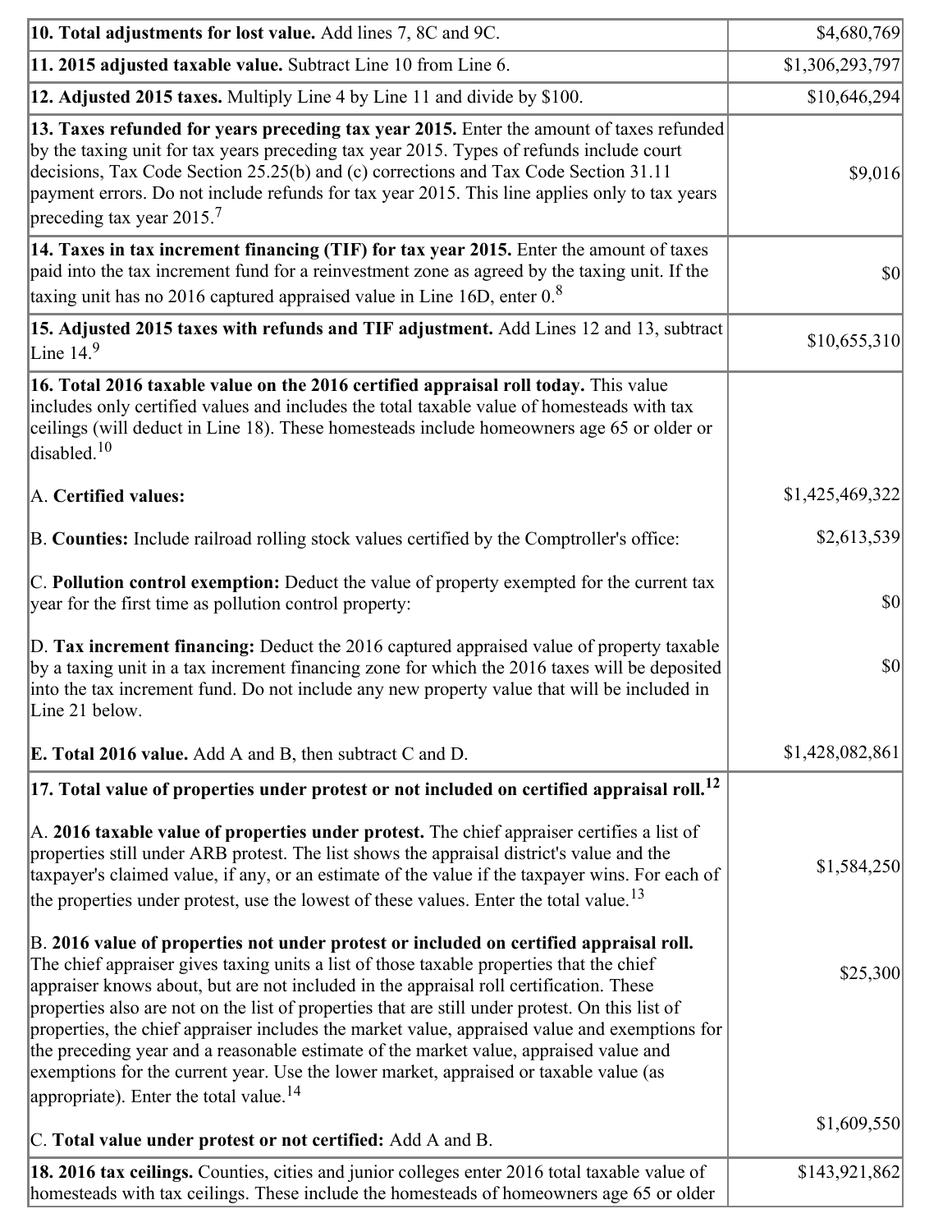| | |
|---|---|
| **10. Total adjustments for lost value.** Add lines 7, 8C and 9C. | $4,680,769 |
| **11. 2015 adjusted taxable value.** Subtract Line 10 from Line 6. | $1,306,293,797 |
| **12. Adjusted 2015 taxes.** Multiply Line 4 by Line 11 and divide by $100. | $10,646,294 |
| **13. Taxes refunded for years preceding tax year 2015.** Enter the amount of taxes refunded by the taxing unit for tax years preceding tax year 2015. Types of refunds include court decisions, Tax Code Section 25.25(b) and (c) corrections and Tax Code Section 31.11 payment errors. Do not include refunds for tax year 2015. This line applies only to tax years preceding tax year 2015.[7] | $9,016 |
| **14. Taxes in tax increment financing (TIF) for tax year 2015.** Enter the amount of taxes paid into the tax increment fund for a reinvestment zone as agreed by the taxing unit. If the taxing unit has no 2016 captured appraised value in Line 16D, enter 0.[8] | $0 |
| **15. Adjusted 2015 taxes with refunds and TIF adjustment.** Add Lines 12 and 13, subtract Line 14.[9] | $10,655,310 |
| **16. Total 2016 taxable value on the 2016 certified appraisal roll today.** This value includes only certified values and includes the total taxable value of homesteads with tax ceilings (will deduct in Line 18). These homesteads include homeowners age 65 or older or disabled.[10] | |
| A. **Certified values:** | $1,425,469,322 |
| B. **Counties:** Include railroad rolling stock values certified by the Comptroller's office: | $2,613,539 |
| C. **Pollution control exemption:** Deduct the value of property exempted for the current tax year for the first time as pollution control property: | $0 |
| D. **Tax increment financing:** Deduct the 2016 captured appraised value of property taxable by a taxing unit in a tax increment financing zone for which the 2016 taxes will be deposited into the tax increment fund. Do not include any new property value that will be included in Line 21 below. | $0 |
| **E. Total 2016 value.** Add A and B, then subtract C and D. | $1,428,082,861 |
| **17. Total value of properties under protest or not included on certified appraisal roll.**[12] | |
| A. **2016 taxable value of properties under protest.** The chief appraiser certifies a list of properties still under ARB protest. The list shows the appraisal district's value and the taxpayer's claimed value, if any, or an estimate of the value if the taxpayer wins. For each of the properties under protest, use the lowest of these values. Enter the total value.[13] | $1,584,250 |
| B. **2016 value of properties not under protest or included on certified appraisal roll.** The chief appraiser gives taxing units a list of those taxable properties that the chief appraiser knows about, but are not included in the appraisal roll certification. These properties also are not on the list of properties that are still under protest. On this list of properties, the chief appraiser includes the market value, appraised value and exemptions for the preceding year and a reasonable estimate of the market value, appraised value and exemptions for the current year. Use the lower market, appraised or taxable value (as appropriate). Enter the total value.[14] | $25,300 |
| C. **Total value under protest or not certified:** Add A and B. | $1,609,550 |
| **18. 2016 tax ceilings.** Counties, cities and junior colleges enter 2016 total taxable value of homesteads with tax ceilings. These include the homesteads of homeowners age 65 or older | $143,921,862 |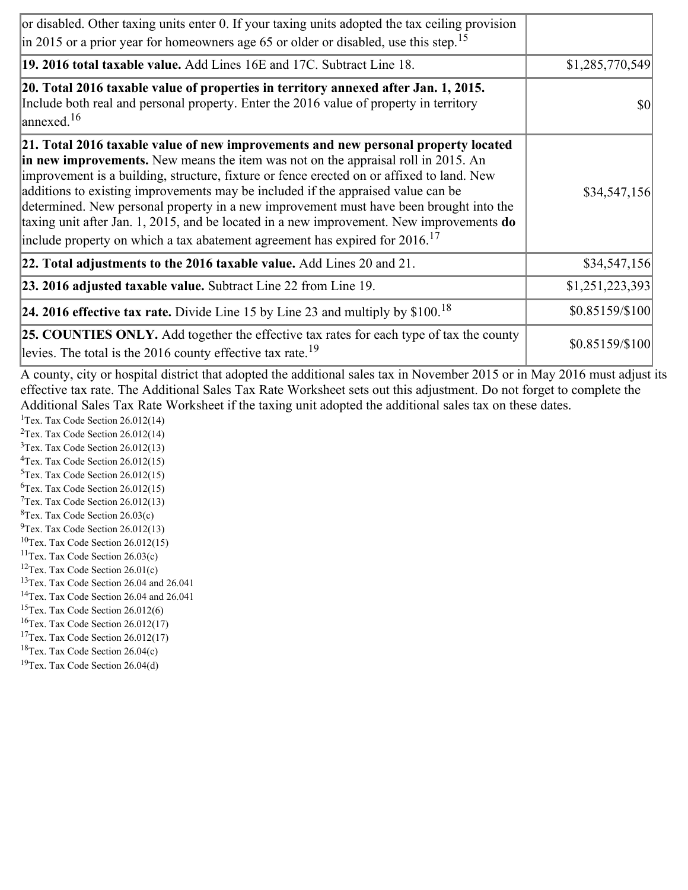| | |
|---|---|
| or disabled. Other taxing units enter 0. If your taxing units adopted the tax ceiling provision in 2015 or a prior year for homeowners age 65 or older or disabled, use this step.[15] | |
| **19. 2016 total taxable value.** Add Lines 16E and 17C. Subtract Line 18. | $1,285,770,549 |
| **20. Total 2016 taxable value of properties in territory annexed after Jan. 1, 2015.** Include both real and personal property. Enter the 2016 value of property in territory annexed.[16] | $0 |
| **21. Total 2016 taxable value of new improvements and new personal property located in new improvements.** New means the item was not on the appraisal roll in 2015. An improvement is a building, structure, fixture or fence erected on or affixed to land. New additions to existing improvements may be included if the appraised value can be determined. New personal property in a new improvement must have been brought into the taxing unit after Jan. 1, 2015, and be located in a new improvement. New improvements **do** include property on which a tax abatement agreement has expired for 2016.[17] | $34,547,156 |
| **22. Total adjustments to the 2016 taxable value.** Add Lines 20 and 21. | $34,547,156 |
| **23. 2016 adjusted taxable value.** Subtract Line 22 from Line 19. | $1,251,223,393 |
| **24. 2016 effective tax rate.** Divide Line 15 by Line 23 and multiply by $100.[18] | $0.85159/$100 |
| **25. COUNTIES ONLY.** Add together the effective tax rates for each type of tax the county levies. The total is the 2016 county effective tax rate.[19] | $0.85159/$100 |

A county, city or hospital district that adopted the additional sales tax in November 2015 or in May 2016 must adjust its effective tax rate. The Additional Sales Tax Rate Worksheet sets out this adjustment. Do not forget to complete the Additional Sales Tax Rate Worksheet if the taxing unit adopted the additional sales tax on these dates.

[1] Tex. Tax Code Section 26.012(14)
[2] Tex. Tax Code Section 26.012(14)
[3] Tex. Tax Code Section 26.012(13)
[4] Tex. Tax Code Section 26.012(15)
[5] Tex. Tax Code Section 26.012(15)
[6] Tex. Tax Code Section 26.012(15)
[7] Tex. Tax Code Section 26.012(13)
[8] Tex. Tax Code Section 26.03(c)
[9] Tex. Tax Code Section 26.012(13)
[10] Tex. Tax Code Section 26.012(15)
[11] Tex. Tax Code Section 26.03(c)
[12] Tex. Tax Code Section 26.01(c)
[13] Tex. Tax Code Section 26.04 and 26.041
[14] Tex. Tax Code Section 26.04 and 26.041
[15] Tex. Tax Code Section 26.012(6)
[16] Tex. Tax Code Section 26.012(17)
[17] Tex. Tax Code Section 26.012(17)
[18] Tex. Tax Code Section 26.04(c)
[19] Tex. Tax Code Section 26.04(d)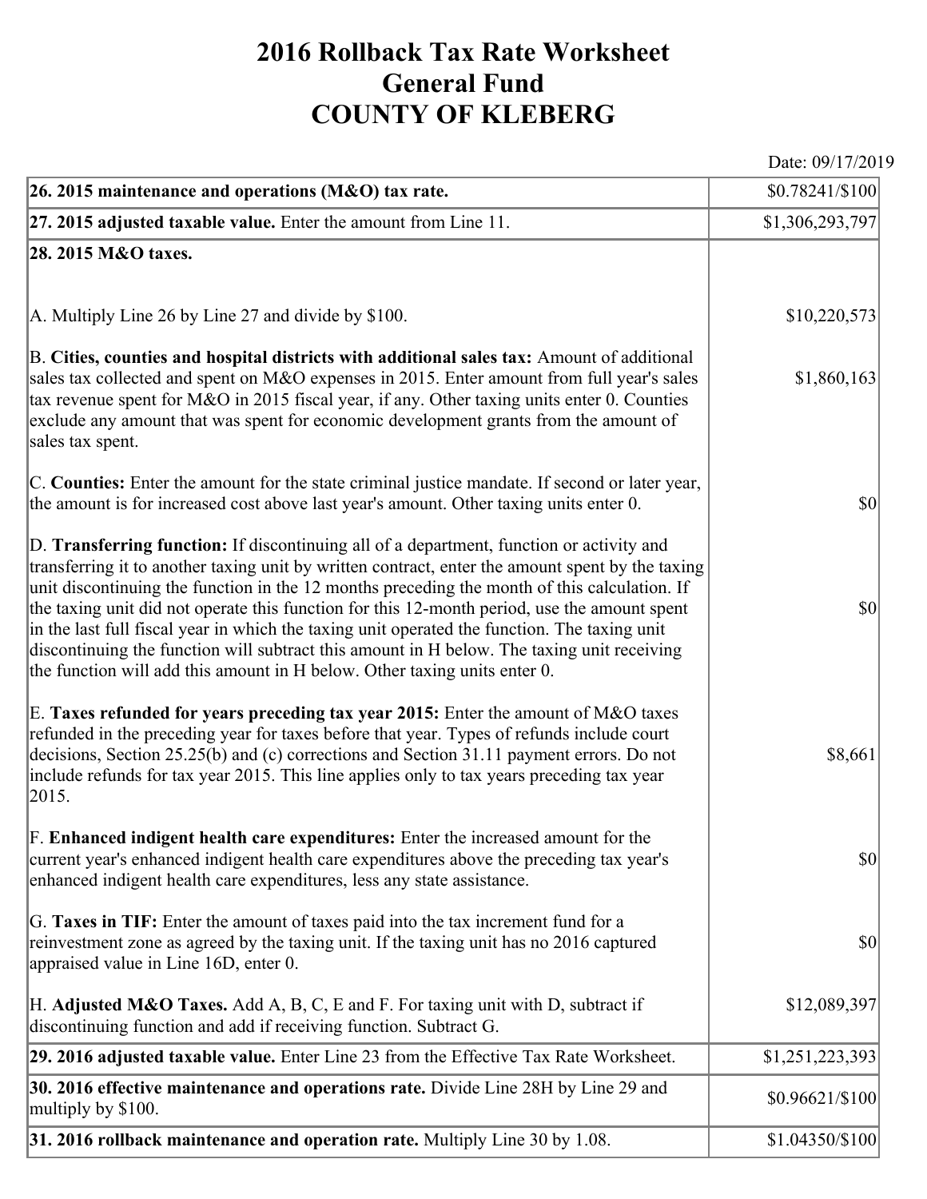# 2016 Rollback Tax Rate Worksheet
# General Fund
# COUNTY OF KLEBERG

Date: 09/17/2019

| | |
|---|---|
| **26. 2015 maintenance and operations (M&O) tax rate.** | $0.78241/$100 |
| **27. 2015 adjusted taxable value.** Enter the amount from Line 11. | $1,306,293,797 |
| **28. 2015 M&O taxes.** | |
| A. Multiply Line 26 by Line 27 and divide by $100. | $10,220,573 |
| B. **Cities, counties and hospital districts with additional sales tax:** Amount of additional sales tax collected and spent on M&O expenses in 2015. Enter amount from full year's sales tax revenue spent for M&O in 2015 fiscal year, if any. Other taxing units enter 0. Counties exclude any amount that was spent for economic development grants from the amount of sales tax spent. | $1,860,163 |
| C. **Counties:** Enter the amount for the state criminal justice mandate. If second or later year, the amount is for increased cost above last year's amount. Other taxing units enter 0. | $0 |
| D. **Transferring function:** If discontinuing all of a department, function or activity and transferring it to another taxing unit by written contract, enter the amount spent by the taxing unit discontinuing the function in the 12 months preceding the month of this calculation. If the taxing unit did not operate this function for this 12-month period, use the amount spent in the last full fiscal year in which the taxing unit operated the function. The taxing unit discontinuing the function will subtract this amount in H below. The taxing unit receiving the function will add this amount in H below. Other taxing units enter 0. | $0 |
| E. **Taxes refunded for years preceding tax year 2015:** Enter the amount of M&O taxes refunded in the preceding year for taxes before that year. Types of refunds include court decisions, Section 25.25(b) and (c) corrections and Section 31.11 payment errors. Do not include refunds for tax year 2015. This line applies only to tax years preceding tax year 2015. | $8,661 |
| F. **Enhanced indigent health care expenditures:** Enter the increased amount for the current year's enhanced indigent health care expenditures above the preceding tax year's enhanced indigent health care expenditures, less any state assistance. | $0 |
| G. **Taxes in TIF:** Enter the amount of taxes paid into the tax increment fund for a reinvestment zone as agreed by the taxing unit. If the taxing unit has no 2016 captured appraised value in Line 16D, enter 0. | $0 |
| H. **Adjusted M&O Taxes.** Add A, B, C, E and F. For taxing unit with D, subtract if discontinuing function and add if receiving function. Subtract G. | $12,089,397 |
| **29. 2016 adjusted taxable value.** Enter Line 23 from the Effective Tax Rate Worksheet. | $1,251,223,393 |
| **30. 2016 effective maintenance and operations rate.** Divide Line 28H by Line 29 and multiply by $100. | $0.96621/$100 |
| **31. 2016 rollback maintenance and operation rate.** Multiply Line 30 by 1.08. | $1.04350/$100 |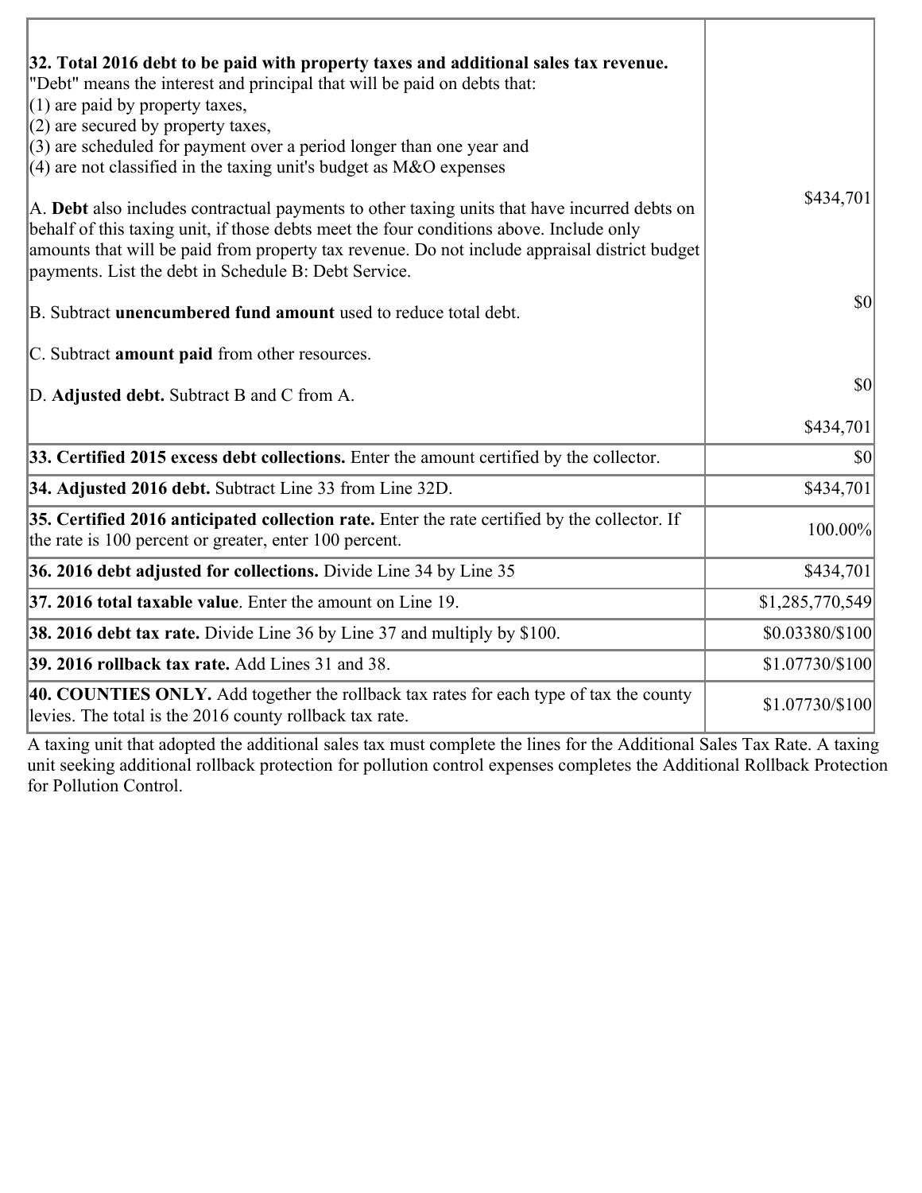| | |
|---|---|
| **32. Total 2016 debt to be paid with property taxes and additional sales tax revenue.**<br>"Debt" means the interest and principal that will be paid on debts that:<br>(1) are paid by property taxes,<br>(2) are secured by property taxes,<br>(3) are scheduled for payment over a period longer than one year and<br>(4) are not classified in the taxing unit's budget as M&O expenses<br><br>A. **Debt** also includes contractual payments to other taxing units that have incurred debts on behalf of this taxing unit, if those debts meet the four conditions above. Include only amounts that will be paid from property tax revenue. Do not include appraisal district budget payments. List the debt in Schedule B: Debt Service.<br><br>B. Subtract **unencumbered fund amount** used to reduce total debt.<br><br>C. Subtract **amount paid** from other resources.<br><br>D. **Adjusted debt.** Subtract B and C from A. | $434,701<br><br>$0<br><br>$0<br><br>$434,701 |
| **33. Certified 2015 excess debt collections.** Enter the amount certified by the collector. | $0 |
| **34. Adjusted 2016 debt.** Subtract Line 33 from Line 32D. | $434,701 |
| **35. Certified 2016 anticipated collection rate.** Enter the rate certified by the collector. If the rate is 100 percent or greater, enter 100 percent. | 100.00% |
| **36. 2016 debt adjusted for collections.** Divide Line 34 by Line 35 | $434,701 |
| **37. 2016 total taxable value**. Enter the amount on Line 19. | $1,285,770,549 |
| **38. 2016 debt tax rate.** Divide Line 36 by Line 37 and multiply by $100. | $0.03380/$100 |
| **39. 2016 rollback tax rate.** Add Lines 31 and 38. | $1.07730/$100 |
| **40. COUNTIES ONLY.** Add together the rollback tax rates for each type of tax the county levies. The total is the 2016 county rollback tax rate. | $1.07730/$100 |

A taxing unit that adopted the additional sales tax must complete the lines for the Additional Sales Tax Rate. A taxing unit seeking additional rollback protection for pollution control expenses completes the Additional Rollback Protection for Pollution Control.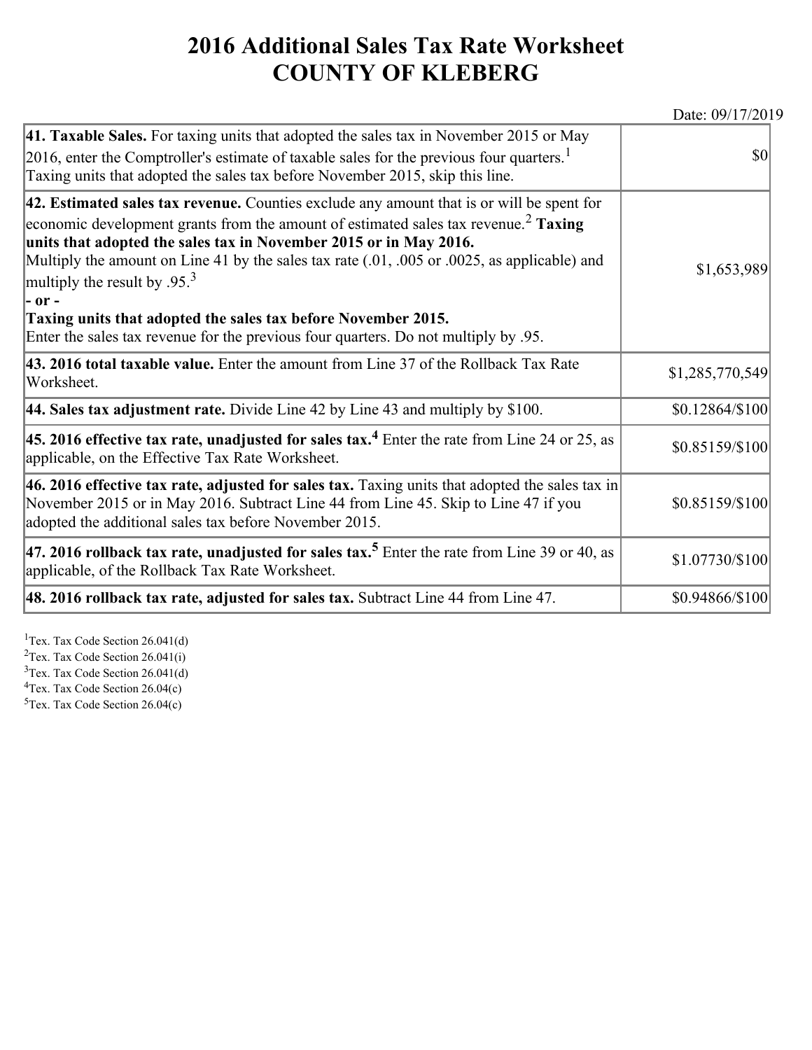# 2016 Additional Sales Tax Rate Worksheet
# COUNTY OF KLEBERG

Date: 09/17/2019

| | |
|---|---|
| **41. Taxable Sales.** For taxing units that adopted the sales tax in November 2015 or May 2016, enter the Comptroller's estimate of taxable sales for the previous four quarters.[1] Taxing units that adopted the sales tax before November 2015, skip this line. | $0 |
| **42. Estimated sales tax revenue.** Counties exclude any amount that is or will be spent for economic development grants from the amount of estimated sales tax revenue.[2] **Taxing units that adopted the sales tax in November 2015 or in May 2016.** Multiply the amount on Line 41 by the sales tax rate (.01, .005 or .0025, as applicable) and multiply the result by .95.[3] **- or -** **Taxing units that adopted the sales tax before November 2015.** Enter the sales tax revenue for the previous four quarters. Do not multiply by .95. | $1,653,989 |
| **43. 2016 total taxable value.** Enter the amount from Line 37 of the Rollback Tax Rate Worksheet. | $1,285,770,549 |
| **44. Sales tax adjustment rate.** Divide Line 42 by Line 43 and multiply by $100. | $0.12864/$100 |
| **45. 2016 effective tax rate, unadjusted for sales tax.[4]** Enter the rate from Line 24 or 25, as applicable, on the Effective Tax Rate Worksheet. | $0.85159/$100 |
| **46. 2016 effective tax rate, adjusted for sales tax.** Taxing units that adopted the sales tax in November 2015 or in May 2016. Subtract Line 44 from Line 45. Skip to Line 47 if you adopted the additional sales tax before November 2015. | $0.85159/$100 |
| **47. 2016 rollback tax rate, unadjusted for sales tax.[5]** Enter the rate from Line 39 or 40, as applicable, of the Rollback Tax Rate Worksheet. | $1.07730/$100 |
| **48. 2016 rollback tax rate, adjusted for sales tax.** Subtract Line 44 from Line 47. | $0.94866/$100 |

[1] Tex. Tax Code Section 26.041(d)
[2] Tex. Tax Code Section 26.041(i)
[3] Tex. Tax Code Section 26.041(d)
[4] Tex. Tax Code Section 26.04(c)
[5] Tex. Tax Code Section 26.04(c)